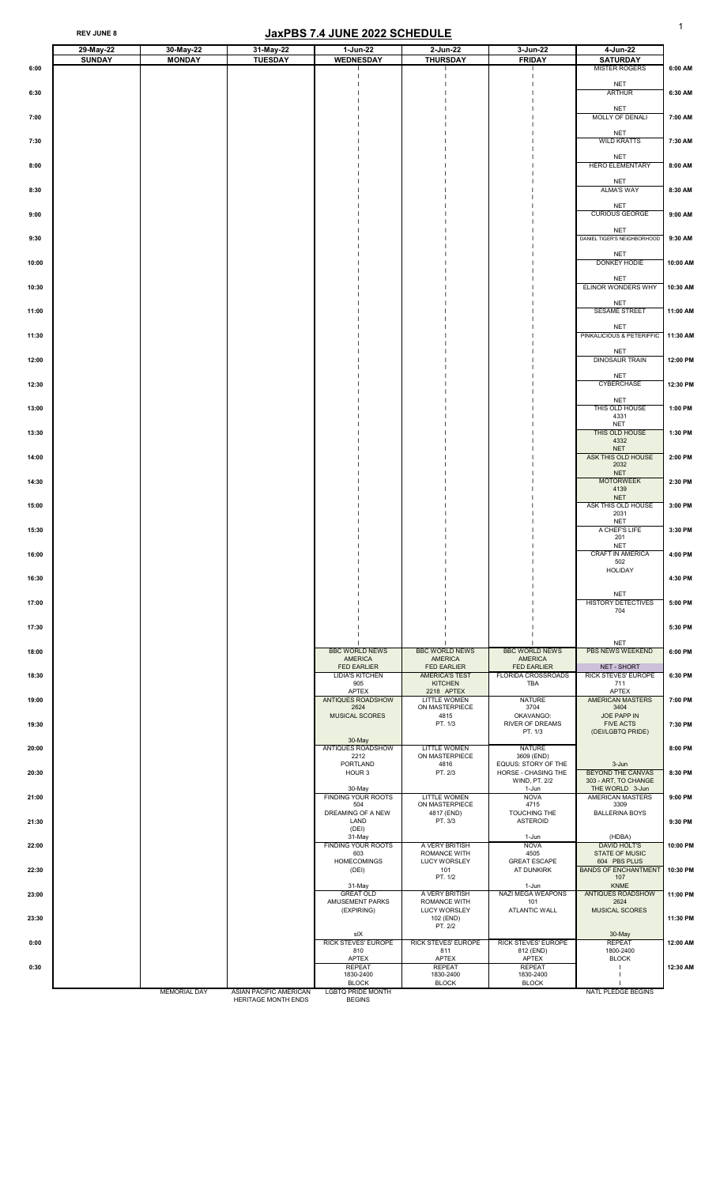REV JUNE 8

# JaxPBS 7.4 JUNE 2022 SCHEDULE

| | 29-May-22 | 30-May-22 | 31-May-22 | 1-Jun-22 | 2-Jun-22 | 3-Jun-22 | 4-Jun-22 | |
|---|---|---|---|---|---|---|---|---|
| | SUNDAY | MONDAY | TUESDAY | WEDNESDAY | THURSDAY | FRIDAY | SATURDAY | |
| 6:00 | | | | | | | MISTER ROGERS NET | 6:00 AM |
| 6:30 | | | | | | | ARTHUR NET | 6:30 AM |
| 7:00 | | | | | | | MOLLY OF DENALI NET | 7:00 AM |
| 7:30 | | | | | | | WILD KRATTS NET | 7:30 AM |
| 8:00 | | | | | | | HERO ELEMENTARY NET | 8:00 AM |
| 8:30 | | | | | | | ALMA'S WAY NET | 8:30 AM |
| 9:00 | | | | | | | CURIOUS GEORGE NET | 9:00 AM |
| 9:30 | | | | | | | DANIEL TIGER'S NEIGHBORHOOD NET | 9:30 AM |
| 10:00 | | | | | | | DONKEY HODIE NET | 10:00 AM |
| 10:30 | | | | | | | ELINOR WONDERS WHY NET | 10:30 AM |
| 11:00 | | | | | | | SESAME STREET NET | 11:00 AM |
| 11:30 | | | | | | | PINKALICIOUS & PETERIFFIC NET | 11:30 AM |
| 12:00 | | | | | | | DINOSAUR TRAIN NET | 12:00 PM |
| 12:30 | | | | | | | CYBERCHASE NET | 12:30 PM |
| 13:00 | | | | | | | THIS OLD HOUSE 4331 NET | 1:00 PM |
| 13:30 | | | | | | | THIS OLD HOUSE 4332 NET | 1:30 PM |
| 14:00 | | | | | | | ASK THIS OLD HOUSE 2032 NET | 2:00 PM |
| 14:30 | | | | | | | MOTORWEEK 4139 NET | 2:30 PM |
| 15:00 | | | | | | | ASK THIS OLD HOUSE 2031 NET | 3:00 PM |
| 15:30 | | | | | | | A CHEF'S LIFE 201 NET | 3:30 PM |
| 16:00 | | | | | | | CRAFT IN AMERICA 502 HOLIDAY | 4:00 PM |
| 16:30 | | | | | | | NET | 4:30 PM |
| 17:00 | | | | | | | HISTORY DETECTIVES 704 | 5:00 PM |
| 17:30 | | | | | | | NET | 5:30 PM |
| 18:00 | | | | BBC WORLD NEWS AMERICA FED EARLIER | BBC WORLD NEWS AMERICA FED EARLIER | BBC WORLD NEWS AMERICA FED EARLIER | PBS NEWS WEEKEND NET - SHORT | 6:00 PM |
| 18:30 | | | | LIDIA'S KITCHEN 905 APTEX | AMERICA'S TEST KITCHEN 2218 APTEX | FLORIDA CROSSROADS TBA | RICK STEVES' EUROPE 711 APTEX | 6:30 PM |
| 19:00 | | | | ANTIQUES ROADSHOW 2624 MUSICAL SCORES 30-May | LITTLE WOMEN ON MASTERPIECE 4815 PT. 1/3 | NATURE 3704 OKAVANGO: RIVER OF DREAMS PT. 1/3 | AMERICAN MASTERS 3404 JOE PAPP IN FIVE ACTS (DEI/LGBTQ PRIDE) | 7:00 PM |
| 19:30 | | | | | | | | 7:30 PM |
| 20:00 | | | | ANTIQUES ROADSHOW 2212 PORTLAND HOUR 3 30-May | LITTLE WOMEN ON MASTERPIECE 4816 PT. 2/3 | NATURE 3609 (END) EQUUS: STORY OF THE HORSE - CHASING THE WIND, PT. 2/2 1-Jun | 3-Jun BEYOND THE CANVAS 303 - ART, TO CHANGE THE WORLD 3-Jun | 8:00 PM |
| 20:30 | | | | | | | | 8:30 PM |
| 21:00 | | | | FINDING YOUR ROOTS 504 DREAMING OF A NEW LAND (DEI) 31-May | LITTLE WOMEN ON MASTERPIECE 4817 (END) PT. 3/3 | NOVA 4715 TOUCHING THE ASTEROID 1-Jun | AMERICAN MASTERS 3309 BALLERINA BOYS (HDBA) | 9:00 PM |
| 21:30 | | | | | | | | 9:30 PM |
| 22:00 | | | | FINDING YOUR ROOTS 603 HOMECOMINGS (DEI) 31-May | A VERY BRITISH ROMANCE WITH LUCY WORSLEY 101 PT. 1/2 | NOVA 4505 GREAT ESCAPE AT DUNKIRK 1-Jun | DAVID HOLT'S STATE OF MUSIC 604 PBS PLUS | 10:00 PM |
| 22:30 | | | | | | | BANDS OF ENCHANTMENT 107 KNME | 10:30 PM |
| 23:00 | | | | GREAT OLD AMUSEMENT PARKS (EXPIRING) sIX | A VERY BRITISH ROMANCE WITH LUCY WORSLEY 102 (END) PT. 2/2 | NAZI MEGA WEAPONS 101 ATLANTIC WALL | ANTIQUES ROADSHOW 2624 MUSICAL SCORES 30-May | 11:00 PM |
| 23:30 | | | | | | | | 11:30 PM |
| 0:00 | | | | RICK STEVES' EUROPE 810 APTEX | RICK STEVES' EUROPE 811 APTEX | RICK STEVES' EUROPE 812 (END) APTEX | REPEAT 1800-2400 BLOCK | 12:00 AM |
| 0:30 | | | | REPEAT 1830-2400 BLOCK | REPEAT 1830-2400 BLOCK | REPEAT 1830-2400 BLOCK | | 12:30 AM |
| | | MEMORIAL DAY | ASIAN PACIFIC AMERICAN HERITAGE MONTH ENDS | LGBTQ PRIDE MONTH BEGINS | | | NAT'L PLEDGE BEGINS | |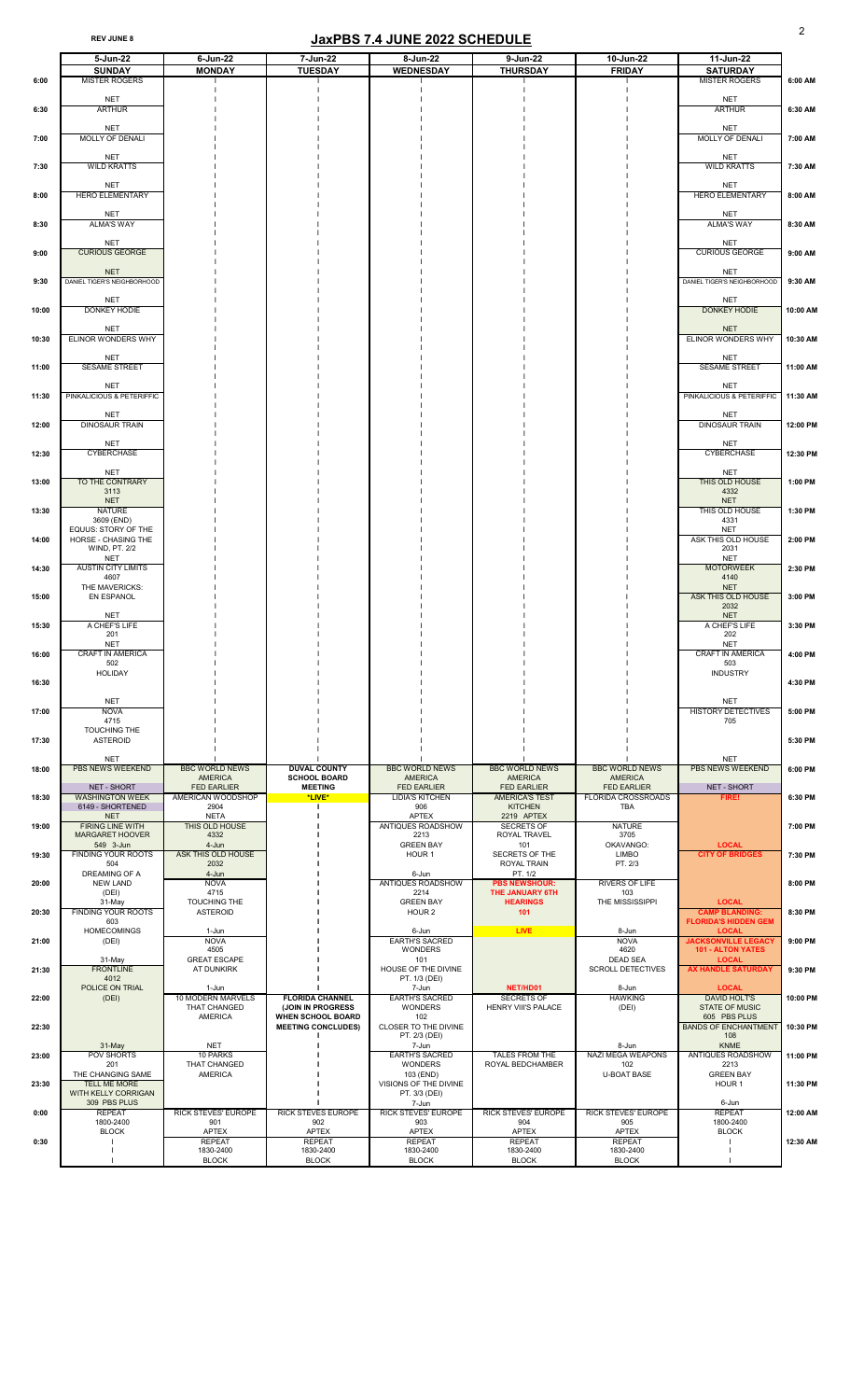REV JUNE 8

# JaxPBS 7.4 JUNE 2022 SCHEDULE

| | 5-Jun-22 SUNDAY | 6-Jun-22 MONDAY | 7-Jun-22 TUESDAY | 8-Jun-22 WEDNESDAY | 9-Jun-22 THURSDAY | 10-Jun-22 FRIDAY | 11-Jun-22 SATURDAY | |
|---|---|---|---|---|---|---|---|---|
| 6:00 | MISTER ROGERS NET | | | | | | MISTER ROGERS NET | 6:00 AM |
| 6:30 | ARTHUR NET | | | | | | ARTHUR NET | 6:30 AM |
| 7:00 | MOLLY OF DENALI NET | | | | | | MOLLY OF DENALI NET | 7:00 AM |
| 7:30 | WILD KRATTS NET | | | | | | WILD KRATTS NET | 7:30 AM |
| 8:00 | HERO ELEMENTARY NET | | | | | | HERO ELEMENTARY NET | 8:00 AM |
| 8:30 | ALMA'S WAY NET | | | | | | ALMA'S WAY NET | 8:30 AM |
| 9:00 | CURIOUS GEORGE NET | | | | | | CURIOUS GEORGE NET | 9:00 AM |
| 9:30 | DANIEL TIGER'S NEIGHBORHOOD NET | | | | | | DANIEL TIGER'S NEIGHBORHOOD NET | 9:30 AM |
| 10:00 | DONKEY HODIE NET | | | | | | DONKEY HODIE NET | 10:00 AM |
| 10:30 | ELINOR WONDERS WHY NET | | | | | | ELINOR WONDERS WHY NET | 10:30 AM |
| 11:00 | SESAME STREET NET | | | | | | SESAME STREET NET | 11:00 AM |
| 11:30 | PINKALICIOUS & PETERIFFIC NET | | | | | | PINKALICIOUS & PETERIFFIC NET | 11:30 AM |
| 12:00 | DINOSAUR TRAIN NET | | | | | | DINOSAUR TRAIN NET | 12:00 PM |
| 12:30 | CYBERCHASE NET | | | | | | CYBERCHASE NET | 12:30 PM |
| 13:00 | TO THE CONTRARY 3113 NET | | | | | | THIS OLD HOUSE 4332 NET | 1:00 PM |
| 13:30 | NATURE 3609 (END) | | | | | | THIS OLD HOUSE 4331 NET | 1:30 PM |
| 14:00 | EQUUS: STORY OF THE HORSE - CHASING THE WIND, PT. 2/2 NET | | | | | | ASK THIS OLD HOUSE 2031 NET | 2:00 PM |
| 14:30 | AUSTIN CITY LIMITS 4607 | | | | | | MOTORWEEK 4140 NET | 2:30 PM |
| 15:00 | THE MAVERICKS: EN ESPANOL NET | | | | | | ASK THIS OLD HOUSE 2032 NET | 3:00 PM |
| 15:30 | A CHEF'S LIFE 201 NET | | | | | | A CHEF'S LIFE 202 NET | 3:30 PM |
| 16:00 | CRAFT IN AMERICA 502 HOLIDAY | | | | | | CRAFT IN AMERICA 503 INDUSTRY | 4:00 PM |
| 16:30 | NET | | | | | | NET | 4:30 PM |
| 17:00 | NOVA 4715 TOUCHING THE | | | | | | HISTORY DETECTIVES 705 | 5:00 PM |
| 17:30 | ASTEROID NET | | | | | | NET | 5:30 PM |
| 18:00 | PBS NEWS WEEKEND NET - SHORT | BBC WORLD NEWS AMERICA FED EARLIER | DUVAL COUNTY SCHOOL BOARD MEETING | BBC WORLD NEWS AMERICA FED EARLIER | BBC WORLD NEWS AMERICA FED EARLIER | BBC WORLD NEWS AMERICA FED EARLIER | PBS NEWS WEEKEND NET - SHORT | 6:00 PM |
| 18:30 | WASHINGTON WEEK 6149 - SHORTENED NET | AMERICAN WOODSHOP 2904 NETA | *LIVE* | LIDIA'S KITCHEN 906 APTEX | AMERICA'S TEST KITCHEN 2219 APTEX | FLORIDA CROSSROADS TBA | FIRE! | 6:30 PM |
| 19:00 | FIRING LINE WITH MARGARET HOOVER 549 3-Jun | THIS OLD HOUSE 4332 4-Jun | | ANTIQUES ROADSHOW 2213 GREEN BAY | SECRETS OF ROYAL TRAVEL 101 | NATURE 3705 OKAVANGO: | LOCAL | 7:00 PM |
| 19:30 | FINDING YOUR ROOTS 504 DREAMING OF A | ASK THIS OLD HOUSE 2032 4-Jun | | HOUR 1 6-Jun | SECRETS OF THE ROYAL TRAIN PT. 1/2 | LIMBO PT. 2/3 | CITY OF BRIDGES | 7:30 PM |
| 20:00 | NEW LAND (DEI) 31-May | NOVA 4715 TOUCHING THE | | ANTIQUES ROADSHOW 2214 GREEN BAY | PBS NEWSHOUR: THE JANUARY 6TH HEARINGS | RIVERS OF LIFE 103 THE MISSISSIPPI | LOCAL | 8:00 PM |
| 20:30 | FINDING YOUR ROOTS 603 HOMECOMINGS | ASTEROID 1-Jun | | HOUR 2 6-Jun | 101 LIVE | 8-Jun | CAMP BLANDING: FLORIDA'S HIDDEN GEM LOCAL | 8:30 PM |
| 21:00 | (DEI) 31-May | NOVA 4505 GREAT ESCAPE | | EARTH'S SACRED WONDERS 101 | | NOVA 4620 DEAD SEA | JACKSONVILLE LEGACY 101 - ALTON YATES LOCAL | 9:00 PM |
| 21:30 | FRONTLINE 4012 POLICE ON TRIAL | AT DUNKIRK 1-Jun | | HOUSE OF THE DIVINE PT. 1/3 (DEI) 7-Jun | NET/HD01 | SCROLL DETECTIVES 8-Jun | AX HANDLE SATURDAY LOCAL | 9:30 PM |
| 22:00 | (DEI) | 10 MODERN MARVELS THAT CHANGED AMERICA | FLORIDA CHANNEL (JOIN IN PROGRESS WHEN SCHOOL BOARD MEETING CONCLUDES) | EARTH'S SACRED WONDERS 102 | SECRETS OF HENRY VIII'S PALACE | HAWKING (DEI) | DAVID HOLT'S STATE OF MUSIC 605 PBS PLUS | 10:00 PM |
| 22:30 | 31-May | NET | | CLOSER TO THE DIVINE PT. 2/3 (DEI) 7-Jun | | 8-Jun | BANDS OF ENCHANTMENT 108 KNME | 10:30 PM |
| 23:00 | POV SHORTS 201 THE CHANGING SAME | 10 PARKS THAT CHANGED AMERICA | | EARTH'S SACRED WONDERS 103 (END) | TALES FROM THE ROYAL BEDCHAMBER | NAZI MEGA WEAPONS 102 U-BOAT BASE | ANTIQUES ROADSHOW 2213 GREEN BAY | 11:00 PM |
| 23:30 | TELL ME MORE WITH KELLY CORRIGAN 309 PBS PLUS | | | VISIONS OF THE DIVINE PT. 3/3 (DEI) 7-Jun | | | HOUR 1 6-Jun | 11:30 PM |
| 0:00 | REPEAT 1800-2400 BLOCK | RICK STEVES' EUROPE 901 APTEX | RICK STEVES EUROPE 902 APTEX | RICK STEVES' EUROPE 903 APTEX | RICK STEVES' EUROPE 904 APTEX | RICK STEVES' EUROPE 905 APTEX | REPEAT 1800-2400 BLOCK | 12:00 AM |
| 0:30 | | REPEAT 1830-2400 BLOCK | REPEAT 1830-2400 BLOCK | REPEAT 1830-2400 BLOCK | REPEAT 1830-2400 BLOCK | REPEAT 1830-2400 BLOCK | | 12:30 AM |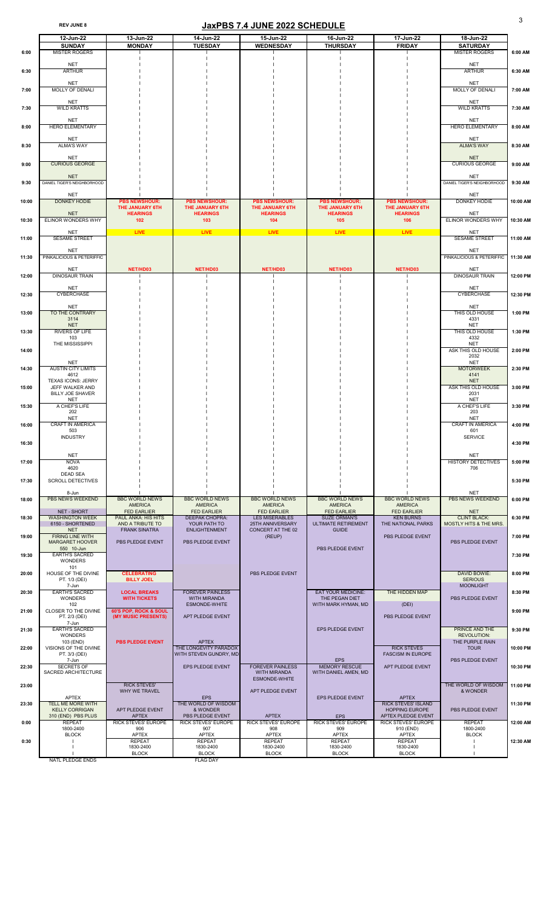REV JUNE 8

# JaxPBS 7.4 JUNE 2022 SCHEDULE

| | 12-Jun-22 SUNDAY | 13-Jun-22 MONDAY | 14-Jun-22 TUESDAY | 15-Jun-22 WEDNESDAY | 16-Jun-22 THURSDAY | 17-Jun-22 FRIDAY | 18-Jun-22 SATURDAY | |
|---|---|---|---|---|---|---|---|---|
| 6:00 | MISTER ROGERS NET | | | | | | MISTER ROGERS NET | 6:00 AM |
| 6:30 | ARTHUR NET | | | | | | ARTHUR NET | 6:30 AM |
| 7:00 | MOLLY OF DENALI NET | | | | | | MOLLY OF DENALI NET | 7:00 AM |
| 7:30 | WILD KRATTS NET | | | | | | WILD KRATTS NET | 7:30 AM |
| 8:00 | HERO ELEMENTARY NET | | | | | | HERO ELEMENTARY NET | 8:00 AM |
| 8:30 | ALMA'S WAY NET | | | | | | ALMA'S WAY NET | 8:30 AM |
| 9:00 | CURIOUS GEORGE NET | | | | | | CURIOUS GEORGE NET | 9:00 AM |
| 9:30 | DANIEL TIGER'S NEIGHBORHOOD NET | | | | | | DANIEL TIGER'S NEIGHBORHOOD NET | 9:30 AM |
| 10:00 | DONKEY HODIE NET | PBS NEWSHOUR: THE JANUARY 6TH HEARINGS 102 LIVE NET/HD03 | PBS NEWSHOUR: THE JANUARY 6TH HEARINGS 103 LIVE NET/HD03 | PBS NEWSHOUR: THE JANUARY 6TH HEARINGS 104 LIVE NET/HD03 | PBS NEWSHOUR: THE JANUARY 6TH HEARINGS 105 LIVE NET/HD03 | PBS NEWSHOUR: THE JANUARY 6TH HEARINGS 106 LIVE NET/HD03 | DONKEY HODIE NET | 10:00 AM |
| 10:30 | ELINOR WONDERS WHY NET | | | | | | ELINOR WONDERS WHY NET | 10:30 AM |
| 11:00 | SESAME STREET NET | | | | | | SESAME STREET NET | 11:00 AM |
| 11:30 | PINKALICIOUS & PETERIFFIC NET | | | | | | PINKALICIOUS & PETERIFFIC NET | 11:30 AM |
| 12:00 | DINOSAUR TRAIN NET | | | | | | DINOSAUR TRAIN NET | 12:00 PM |
| 12:30 | CYBERCHASE NET | | | | | | CYBERCHASE NET | 12:30 PM |
| 13:00 | TO THE CONTRARY 3114 NET | | | | | | THIS OLD HOUSE 4331 NET | 1:00 PM |
| 13:30 | RIVERS OF LIFE 103 THE MISSISSIPPI | | | | | | THIS OLD HOUSE 4332 NET | 1:30 PM |
| 14:00 | NET | | | | | | ASK THIS OLD HOUSE 2032 NET | 2:00 PM |
| 14:30 | AUSTIN CITY LIMITS 4612 TEXAS ICONS: JERRY | | | | | | MOTORWEEK 4141 NET | 2:30 PM |
| 15:00 | JEFF WALKER AND BILLY JOE SHAVER NET | | | | | | ASK THIS OLD HOUSE 2031 NET | 3:00 PM |
| 15:30 | A CHEF'S LIFE 202 NET | | | | | | A CHEF'S LIFE 203 NET | 3:30 PM |
| 16:00 | CRAFT IN AMERICA 503 INDUSTRY | | | | | | CRAFT IN AMERICA 601 SERVICE | 4:00 PM |
| 16:30 | NET | | | | | | NET | 4:30 PM |
| 17:00 | NOVA 4620 DEAD SEA | | | | | | HISTORY DETECTIVES 706 | 5:00 PM |
| 17:30 | SCROLL DETECTIVES 8-Jun | | | | | | NET | 5:30 PM |
| 18:00 | PBS NEWS WEEKEND NET - SHORT | BBC WORLD NEWS AMERICA FED EARLIER | BBC WORLD NEWS AMERICA FED EARLIER | BBC WORLD NEWS AMERICA FED EARLIER | BBC WORLD NEWS AMERICA FED EARLIER | BBC WORLD NEWS AMERICA FED EARLIER | PBS NEWS WEEKEND NET | 6:00 PM |
| 18:30 | WASHINGTON WEEK 6150 - SHORTENED NET | PAUL ANKA: HIS HITS AND A TRIBUTE TO FRANK SINATRA | DEEPAK CHOPRA: YOUR PATH TO ENLIGHTENMENT | LES MISERABLES 25TH ANNIVERSARY CONCERT AT THE 02 (REUP) | SUZE ORMAN'S ULTIMATE RETIREMENT GUIDE | KEN BURNS THE NATIONAL PARKS | CLINT BLACK: MOSTLY HITS & THE MRS. | 6:30 PM |
| 19:00 | FIRING LINE WITH MARGARET HOOVER 550 10-Jun | PBS PLEDGE EVENT | PBS PLEDGE EVENT | | PBS PLEDGE EVENT | PBS PLEDGE EVENT | PBS PLEDGE EVENT | 7:00 PM |
| 19:30 | EARTH'S SACRED WONDERS 101 | | | | | | | 7:30 PM |
| 20:00 | HOUSE OF THE DIVINE PT. 1/3 (DEI) 7-Jun | CELEBRATING BILLY JOEL | | PBS PLEDGE EVENT | | | DAVID BOWIE: SERIOUS MOONLIGHT | 8:00 PM |
| 20:30 | EARTH'S SACRED WONDERS 102 | LOCAL BREAKS WITH TICKETS | FOREVER PAINLESS WITH MIRANDA ESMONDE-WHITE | | EAT YOUR MEDICINE: THE PEGAN DIET WITH MARK HYMAN, MD | THE HIDDEN MAP (DEI) | PBS PLEDGE EVENT | 8:30 PM |
| 21:00 | CLOSER TO THE DIVINE PT. 2/3 (DEI) 7-Jun | 60'S POP, ROCK & SOUL (MY MUSIC PRESENTS) | APT PLEDGE EVENT | | | PBS PLEDGE EVENT | | 9:00 PM |
| 21:30 | EARTH'S SACRED WONDERS 103 (END) | PBS PLEDGE EVENT | | | EPS PLEDGE EVENT | | PRINCE AND THE REVOLUTION: THE PURPLE RAIN TOUR | 9:30 PM |
| 22:00 | VISIONS OF THE DIVINE PT. 3/3 (DEI) 7-Jun | | APTEX THE LONGEVITY PARADOX WITH STEVEN GUNDRY, MD | | EPS | RICK STEVES FASCISM IN EUROPE | PBS PLEDGE EVENT | 10:00 PM |
| 22:30 | SECRETS OF SACRED ARCHITECTURE | | EPS PLEDGE EVENT | FOREVER PAINLESS WITH MIRANDA ESMONDE-WHITE | MEMORY RESCUE WITH DANIEL AMEN, MD | APT PLEDGE EVENT | | 10:30 PM |
| 23:00 | APTEX | RICK STEVES' WHY WE TRAVEL | EPS | APT PLEDGE EVENT | EPS PLEDGE EVENT | APTEX | THE WORLD OF WISDOM & WONDER | 11:00 PM |
| 23:30 | TELL ME MORE WITH KELLY CORRIGAN 310 (END) PBS PLUS | APT PLEDGE EVENT | THE WORLD OF WISDOM & WONDER PBS PLEDGE EVENT | APTEX | EPS | RICK STEVES' ISLAND HOPPING EUROPE APTEX PLEDGE EVENT | PBS PLEDGE EVENT | 11:30 PM |
| 0:00 | REPEAT 1800-2400 BLOCK | RICK STEVES' EUROPE 906 APTEX | RICK STEVES' EUROPE 907 APTEX | RICK STEVES' EUROPE 908 APTEX | RICK STEVES' EUROPE 909 APTEX | RICK STEVES' EUROPE 910 (END) APTEX | REPEAT 1800-2400 BLOCK | 12:00 AM |
| 0:30 | | REPEAT 1830-2400 BLOCK | REPEAT 1830-2400 BLOCK | REPEAT 1830-2400 BLOCK | REPEAT 1830-2400 BLOCK | REPEAT 1830-2400 BLOCK | | 12:30 AM |
| | NATL PLEDGE ENDS | | FLAG DAY | | | | | |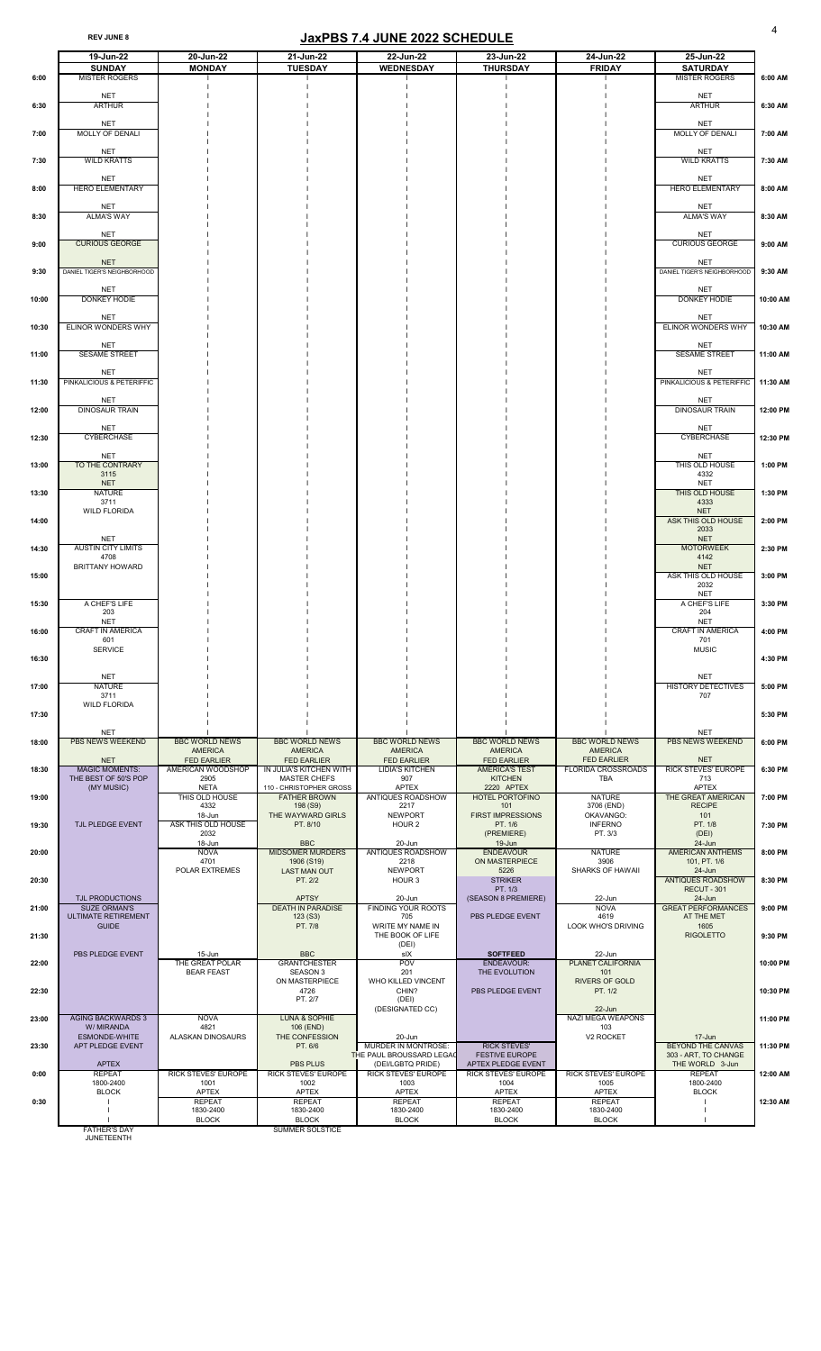REV JUNE 8

# JaxPBS 7.4 JUNE 2022 SCHEDULE

| | 19-Jun-22 SUNDAY | 20-Jun-22 MONDAY | 21-Jun-22 TUESDAY | 22-Jun-22 WEDNESDAY | 23-Jun-22 THURSDAY | 24-Jun-22 FRIDAY | 25-Jun-22 SATURDAY | |
|---|---|---|---|---|---|---|---|---|
| 6:00 | MISTER ROGERS NET | | | | | | MISTER ROGERS NET | 6:00 AM |
| 6:30 | ARTHUR NET | | | | | | ARTHUR NET | 6:30 AM |
| 7:00 | MOLLY OF DENALI NET | | | | | | MOLLY OF DENALI NET | 7:00 AM |
| 7:30 | WILD KRATTS NET | | | | | | WILD KRATTS NET | 7:30 AM |
| 8:00 | HERO ELEMENTARY NET | | | | | | HERO ELEMENTARY NET | 8:00 AM |
| 8:30 | ALMA'S WAY NET | | | | | | ALMA'S WAY NET | 8:30 AM |
| 9:00 | CURIOUS GEORGE NET | | | | | | CURIOUS GEORGE NET | 9:00 AM |
| 9:30 | DANIEL TIGER'S NEIGHBORHOOD NET | | | | | | DANIEL TIGER'S NEIGHBORHOOD NET | 9:30 AM |
| 10:00 | DONKEY HODIE NET | | | | | | DONKEY HODIE NET | 10:00 AM |
| 10:30 | ELINOR WONDERS WHY NET | | | | | | ELINOR WONDERS WHY NET | 10:30 AM |
| 11:00 | SESAME STREET NET | | | | | | SESAME STREET NET | 11:00 AM |
| 11:30 | PINKALICIOUS & PETERIFFIC NET | | | | | | PINKALICIOUS & PETERIFFIC NET | 11:30 AM |
| 12:00 | DINOSAUR TRAIN NET | | | | | | DINOSAUR TRAIN NET | 12:00 PM |
| 12:30 | CYBERCHASE NET | | | | | | CYBERCHASE NET | 12:30 PM |
| 13:00 | TO THE CONTRARY 3115 NET | | | | | | THIS OLD HOUSE 4332 NET | 1:00 PM |
| 13:30 | NATURE 3711 WILD FLORIDA | | | | | | THIS OLD HOUSE 4333 NET | 1:30 PM |
| 14:00 | NET | | | | | | ASK THIS OLD HOUSE 2033 NET | 2:00 PM |
| 14:30 | AUSTIN CITY LIMITS 4708 BRITTANY HOWARD | | | | | | MOTORWEEK 4142 NET | 2:30 PM |
| 15:00 | | | | | | | ASK THIS OLD HOUSE 2032 NET | 3:00 PM |
| 15:30 | A CHEF'S LIFE 203 NET | | | | | | A CHEF'S LIFE 204 NET | 3:30 PM |
| 16:00 | CRAFT IN AMERICA 601 SERVICE | | | | | | CRAFT IN AMERICA 701 MUSIC | 4:00 PM |
| 16:30 | NET | | | | | | NET | 4:30 PM |
| 17:00 | NATURE 3711 WILD FLORIDA | | | | | | HISTORY DETECTIVES 707 | 5:00 PM |
| 17:30 | NET | | | | | | NET | 5:30 PM |
| 18:00 | PBS NEWS WEEKEND NET | BBC WORLD NEWS AMERICA FED EARLIER | BBC WORLD NEWS AMERICA FED EARLIER | BBC WORLD NEWS AMERICA FED EARLIER | BBC WORLD NEWS AMERICA FED EARLIER | BBC WORLD NEWS AMERICA FED EARLIER | PBS NEWS WEEKEND NET | 6:00 PM |
| 18:30 | MAGIC MOMENTS: THE BEST OF 50'S POP (MY MUSIC) | AMERICAN WOODSHOP 2905 NETA | IN JULIA'S KITCHEN WITH MASTER CHEFS 110 - CHRISTOPHER GROSS | LIDIA'S KITCHEN 907 APTEX | AMERICA'S TEST KITCHEN 2220 APTEX | FLORIDA CROSSROADS TBA | RICK STEVES' EUROPE 713 APTEX | 6:30 PM |
| 19:00 | | THIS OLD HOUSE 4332 18-Jun | FATHER BROWN 198 (S9) THE WAYWARD GIRLS | ANTIQUES ROADSHOW 2217 NEWPORT | HOTEL PORTOFINO 101 FIRST IMPRESSIONS | NATURE 3706 (END) OKAVANGO: | THE GREAT AMERICAN RECIPE | 7:00 PM |
| 19:30 | TJL PLEDGE EVENT | ASK THIS OLD HOUSE 2032 18-Jun | PT. 8/10 BBC | HOUR 2 | PT. 1/6 (PREMIERE) 19-Jun | INFERNO PT. 3/3 | PT. 1/8 (DEI) 24-Jun | 7:30 PM |
| 20:00 | | NOVA 4701 POLAR EXTREMES | MIDSOMER MURDERS 1906 (S19) LAST MAN OUT | ANTIQUES ROADSHOW 2218 NEWPORT | ENDEAVOUR ON MASTERPIECE 5226 | NATURE 3906 SHARKS OF HAWAII | AMERICAN ANTHEMS 101, PT. 1/6 24-Jun | 8:00 PM |
| 20:30 | TJL PRODUCTIONS | | PT. 2/2 APTSY | HOUR 3 20-Jun | STRIKER PT. 1/3 (SEASON 8 PREMIERE) | 22-Jun | ANTIQUES ROADSHOW RECUT - 301 24-Jun | 8:30 PM |
| 21:00 | SUZE ORMAN'S ULTIMATE RETIREMENT GUIDE | | DEATH IN PARADISE 123 (S3) PT. 7/8 | FINDING YOUR ROOTS 705 WRITE MY NAME IN THE BOOK OF LIFE | PBS PLEDGE EVENT | NOVA 4619 LOOK WHO'S DRIVING | GREAT PERFORMANCES AT THE MET 1605 RIGOLETTO | 9:00 PM |
| 21:30 | PBS PLEDGE EVENT | 15-Jun | BBC | (DEI) sIX | | 22-Jun | | 9:30 PM |
| 22:00 | | THE GREAT POLAR BEAR FEAST | GRANTCHESTER SEASON 3 ON MASTERPIECE 4726 PT. 2/7 | POV 201 WHO KILLED VINCENT CHIN? (DEI) (DESIGNATED CC) | SOFTFEED ENDEAVOUR: THE EVOLUTION PBS PLEDGE EVENT | PLANET CALIFORNIA 101 RIVERS OF GOLD PT. 1/2 22-Jun | | 10:00 PM |
| 22:30 | | | | | | | | 10:30 PM |
| 23:00 | AGING BACKWARDS 3 W/ MIRANDA ESMONDE-WHITE | NOVA 4821 ALASKAN DINOSAURS | LUNA & SOPHIE 106 (END) THE CONFESSION | 20-Jun | | NAZI MEGA WEAPONS 103 V2 ROCKET | 17-Jun | 11:00 PM |
| 23:30 | APT PLEDGE EVENT APTEX | | PT. 6/6 PBS PLUS | MURDER IN MONTROSE: THE PAUL BROUSSARD LEGACY (DEI/LGBTQ PRIDE) | RICK STEVES' FESTIVE EUROPE APTEX PLEDGE EVENT | | BEYOND THE CANVAS 303 - ART, TO CHANGE THE WORLD 3-Jun | 11:30 PM |
| 0:00 | REPEAT 1800-2400 BLOCK | RICK STEVES' EUROPE 1001 APTEX | RICK STEVES' EUROPE 1002 APTEX | RICK STEVES' EUROPE 1003 APTEX | RICK STEVES' EUROPE 1004 APTEX | RICK STEVES' EUROPE 1005 APTEX | REPEAT 1800-2400 BLOCK | 12:00 AM |
| 0:30 | | REPEAT 1830-2400 BLOCK | REPEAT 1830-2400 BLOCK | REPEAT 1830-2400 BLOCK | REPEAT 1830-2400 BLOCK | REPEAT 1830-2400 BLOCK | | 12:30 AM |
| | FATHER'S DAY JUNETEENTH | | SUMMER SOLSTICE | | | | | |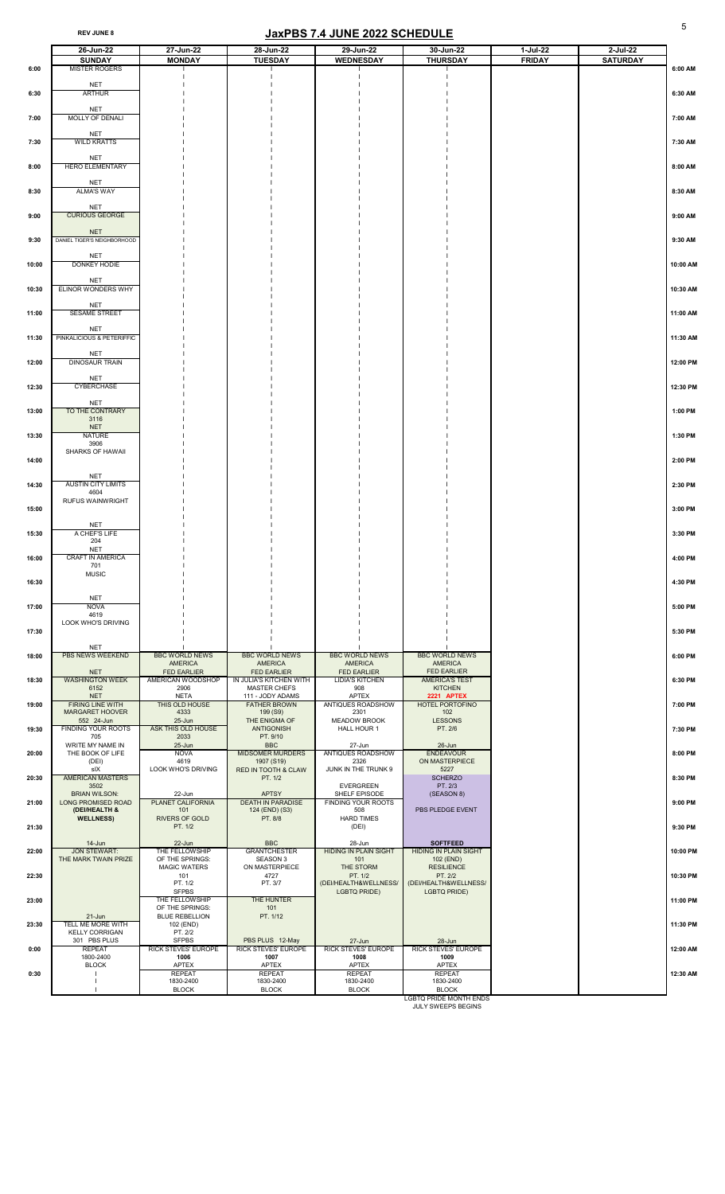REV JUNE 8

# JaxPBS 7.4 JUNE 2022 SCHEDULE

| | 26-Jun-22 SUNDAY | 27-Jun-22 MONDAY | 28-Jun-22 TUESDAY | 29-Jun-22 WEDNESDAY | 30-Jun-22 THURSDAY | 1-Jul-22 FRIDAY | 2-Jul-22 SATURDAY | |
|---|---|---|---|---|---|---|---|---|
| 6:00 | MISTER ROGERS NET | | | | | | | 6:00 AM |
| 6:30 | ARTHUR NET | | | | | | | 6:30 AM |
| 7:00 | MOLLY OF DENALI NET | | | | | | | 7:00 AM |
| 7:30 | WILD KRATTS NET | | | | | | | 7:30 AM |
| 8:00 | HERO ELEMENTARY NET | | | | | | | 8:00 AM |
| 8:30 | ALMA'S WAY NET | | | | | | | 8:30 AM |
| 9:00 | CURIOUS GEORGE NET | | | | | | | 9:00 AM |
| 9:30 | DANIEL TIGER'S NEIGHBORHOOD NET | | | | | | | 9:30 AM |
| 10:00 | DONKEY HODIE NET | | | | | | | 10:00 AM |
| 10:30 | ELINOR WONDERS WHY NET | | | | | | | 10:30 AM |
| 11:00 | SESAME STREET NET | | | | | | | 11:00 AM |
| 11:30 | PINKALICIOUS & PETERIFFIC NET | | | | | | | 11:30 AM |
| 12:00 | DINOSAUR TRAIN NET | | | | | | | 12:00 PM |
| 12:30 | CYBERCHASE NET | | | | | | | 12:30 PM |
| 13:00 | TO THE CONTRARY 3116 NET | | | | | | | 1:00 PM |
| 13:30 | NATURE 3906 SHARKS OF HAWAII | | | | | | | 1:30 PM |
| 14:00 | NET | | | | | | | 2:00 PM |
| 14:30 | AUSTIN CITY LIMITS 4604 RUFUS WAINWRIGHT | | | | | | | 2:30 PM |
| 15:00 | NET | | | | | | | 3:00 PM |
| 15:30 | A CHEF'S LIFE 204 NET | | | | | | | 3:30 PM |
| 16:00 | CRAFT IN AMERICA 701 MUSIC | | | | | | | 4:00 PM |
| 16:30 | NET | | | | | | | 4:30 PM |
| 17:00 | NOVA 4619 LOOK WHO'S DRIVING | | | | | | | 5:00 PM |
| 17:30 | NET | | | | | | | 5:30 PM |
| 18:00 | PBS NEWS WEEKEND NET | BBC WORLD NEWS AMERICA FED EARLIER | BBC WORLD NEWS AMERICA FED EARLIER | BBC WORLD NEWS AMERICA FED EARLIER | BBC WORLD NEWS AMERICA FED EARLIER | | | 6:00 PM |
| 18:30 | WASHINGTON WEEK 6152 NET | AMERICAN WOODSHOP 2906 NETA | IN JULIA'S KITCHEN WITH MASTER CHEFS 111 - JODY ADAMS | LIDIA'S KITCHEN 908 APTEX | AMERICA'S TEST KITCHEN 2221 APTEX | | | 6:30 PM |
| 19:00 | FIRING LINE WITH MARGARET HOOVER 552 24-Jun | THIS OLD HOUSE 4333 25-Jun | FATHER BROWN 199 (S9) THE ENIGMA OF | ANTIQUES ROADSHOW 2301 MEADOW BROOK | HOTEL PORTOFINO 102 LESSONS | | | 7:00 PM |
| 19:30 | FINDING YOUR ROOTS 705 WRITE MY NAME IN | ASK THIS OLD HOUSE 2033 25-Jun | ANTIGONISH PT. 9/10 BBC | HALL HOUR 1 27-Jun | PT. 2/6 26-Jun | | | 7:30 PM |
| 20:00 | THE BOOK OF LIFE (DEI) sIX | NOVA 4619 LOOK WHO'S DRIVING | MIDSOMER MURDERS 1907 (S19) RED IN TOOTH & CLAW | ANTIQUES ROADSHOW 2326 JUNK IN THE TRUNK 9 | ENDEAVOUR ON MASTERPIECE 5227 | | | 8:00 PM |
| 20:30 | AMERICAN MASTERS 3502 BRIAN WILSON: | 22-Jun | PT. 1/2 APTSY | EVERGREEN SHELF EPISODE | SCHERZO PT. 2/3 (SEASON 8) | | | 8:30 PM |
| 21:00 | LONG PROMISED ROAD (DEI/HEALTH & WELLNESS) | PLANET CALIFORNIA 101 RIVERS OF GOLD | DEATH IN PARADISE 124 (END) (S3) PT. 8/8 | FINDING YOUR ROOTS 508 HARD TIMES | PBS PLEDGE EVENT | | | 9:00 PM |
| 21:30 | 14-Jun | PT. 1/2 22-Jun | BBC | (DEI) 28-Jun | SOFTFEED | | | 9:30 PM |
| 22:00 | JON STEWART: THE MARK TWAIN PRIZE | THE FELLOWSHIP OF THE SPRINGS: MAGIC WATERS | GRANTCHESTER SEASON 3 ON MASTERPIECE | HIDING IN PLAIN SIGHT 101 THE STORM | HIDING IN PLAIN SIGHT 102 (END) RESILIENCE | | | 10:00 PM |
| 22:30 | | 101 PT. 1/2 SFPBS | 4727 PT. 3/7 | PT. 1/2 (DEI/HEALTH&WELLNESS/ LGBTQ PRIDE) | PT. 2/2 (DEI/HEALTH&WELLNESS/ LGBTQ PRIDE) | | | 10:30 PM |
| 23:00 | | THE FELLOWSHIP OF THE SPRINGS: | THE HUNTER 101 | | | | | 11:00 PM |
| 23:30 | 21-Jun TELL ME MORE WITH KELLY CORRIGAN 301 PBS PLUS | BLUE REBELLION 102 (END) PT. 2/2 SFPBS | PT. 1/12 PBS PLUS 12-May | 27-Jun | 28-Jun | | | 11:30 PM |
| 0:00 | REPEAT 1800-2400 BLOCK | RICK STEVES' EUROPE 1006 APTEX | RICK STEVES' EUROPE 1007 APTEX | RICK STEVES' EUROPE 1008 APTEX | RICK STEVES' EUROPE 1009 APTEX | | | 12:00 AM |
| 0:30 | | REPEAT 1830-2400 BLOCK | REPEAT 1830-2400 BLOCK | REPEAT 1830-2400 BLOCK | REPEAT 1830-2400 BLOCK | | | 12:30 AM |

LGBTQ PRIDE MONTH ENDS
JULY SWEEPS BEGINS